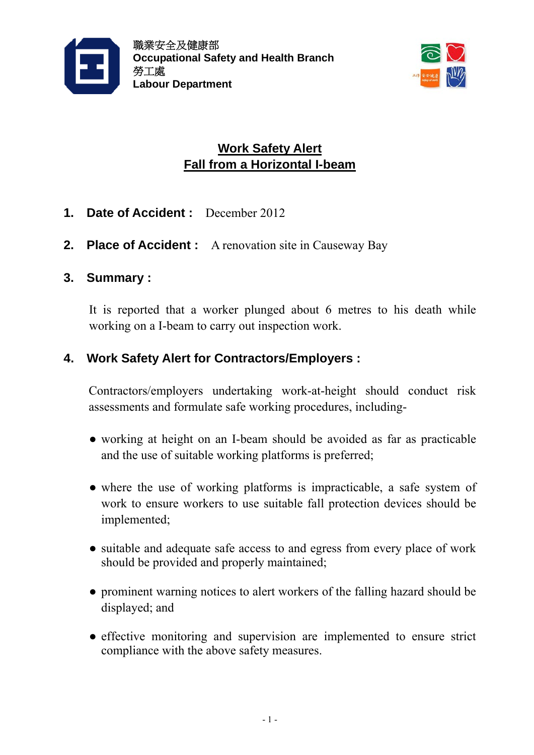職業安全及健康部
**Occupational Safety and Health Branch**
勞工處
**Labour Department**

# Work Safety Alert
# Fall from a Horizontal I-beam

1. **Date of Accident :** December 2012

2. **Place of Accident :** A renovation site in Causeway Bay

3. **Summary :**

   It is reported that a worker plunged about 6 metres to his death while working on a I-beam to carry out inspection work.

4. **Work Safety Alert for Contractors/Employers :**

   Contractors/employers undertaking work-at-height should conduct risk assessments and formulate safe working procedures, including-

   - working at height on an I-beam should be avoided as far as practicable and the use of suitable working platforms is preferred;
   - where the use of working platforms is impracticable, a safe system of work to ensure workers to use suitable fall protection devices should be implemented;
   - suitable and adequate safe access to and egress from every place of work should be provided and properly maintained;
   - prominent warning notices to alert workers of the falling hazard should be displayed; and
   - effective monitoring and supervision are implemented to ensure strict compliance with the above safety measures.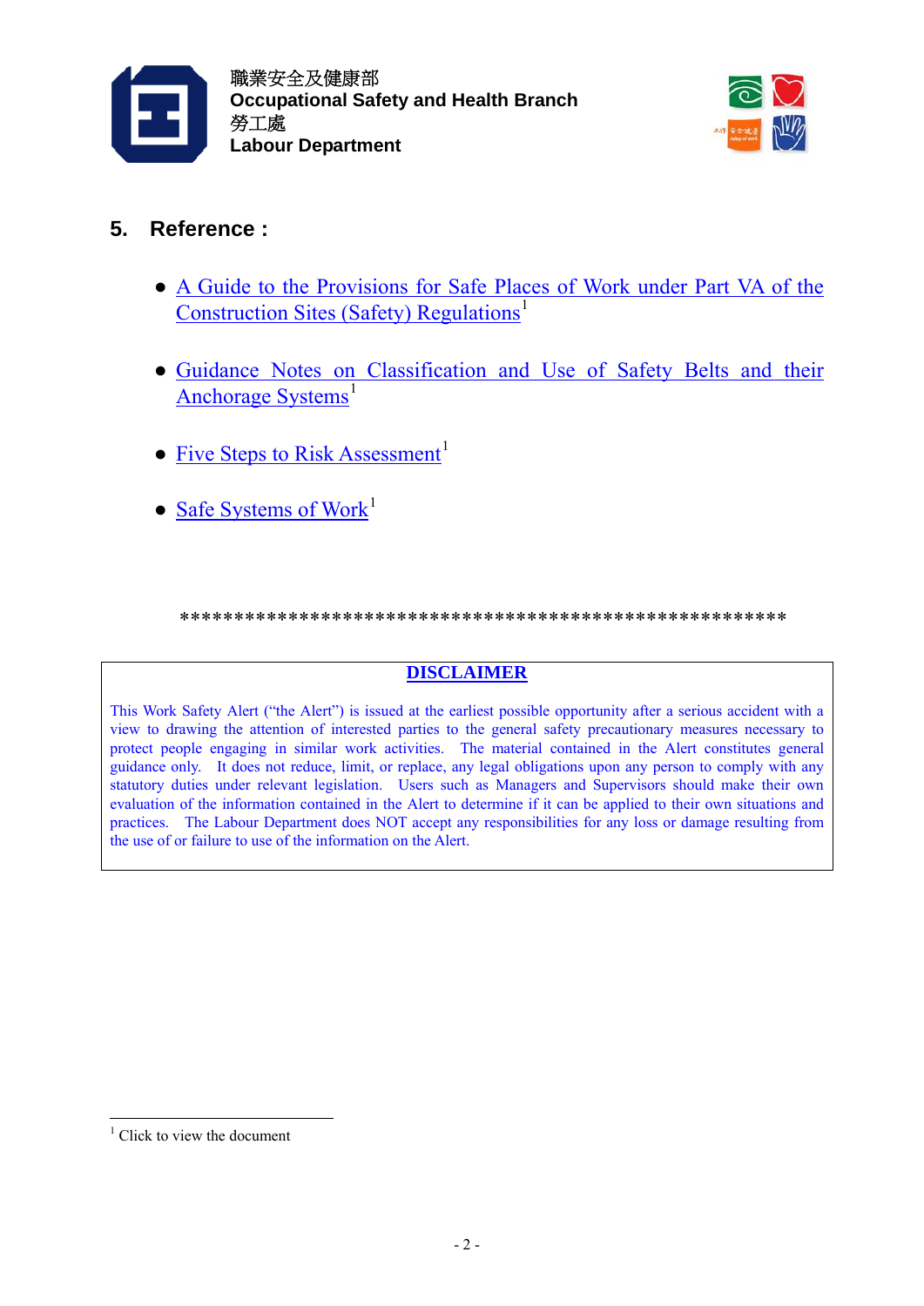## 5. Reference :

- A Guide to the Provisions for Safe Places of Work under Part VA of the Construction Sites (Safety) Regulations[1]
- Guidance Notes on Classification and Use of Safety Belts and their Anchorage Systems[1]
- Five Steps to Risk Assessment[1]
- Safe Systems of Work[1]

*******************************************************

**DISCLAIMER**

This Work Safety Alert ("the Alert") is issued at the earliest possible opportunity after a serious accident with a view to drawing the attention of interested parties to the general safety precautionary measures necessary to protect people engaging in similar work activities. The material contained in the Alert constitutes general guidance only. It does not reduce, limit, or replace, any legal obligations upon any person to comply with any statutory duties under relevant legislation. Users such as Managers and Supervisors should make their own evaluation of the information contained in the Alert to determine if it can be applied to their own situations and practices. The Labour Department does NOT accept any responsibilities for any loss or damage resulting from the use of or failure to use of the information on the Alert.

[1] Click to view the document